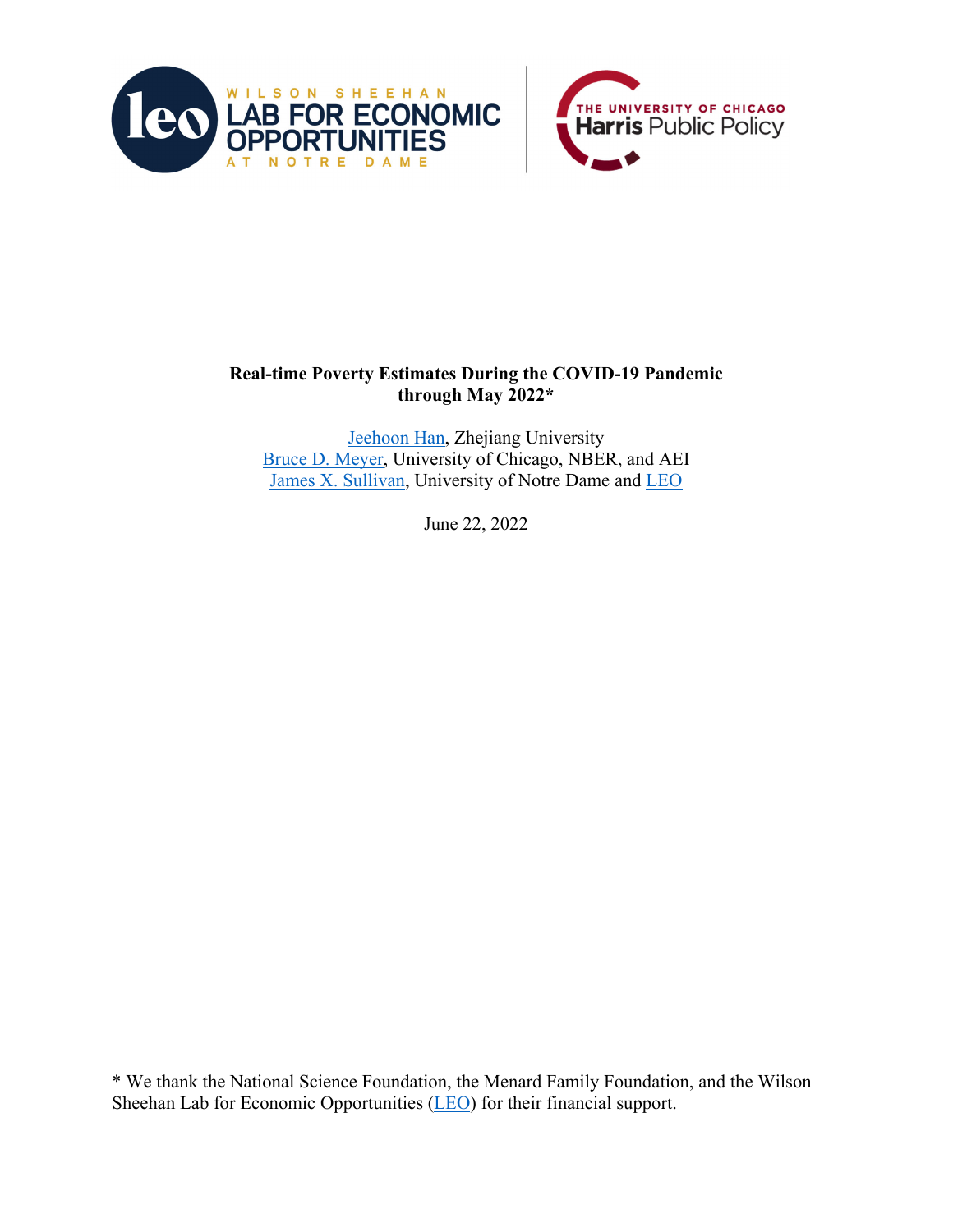**Real-time Poverty Estimates During the COVID-19 Pandemic through May 2022***

Jeehoon Han, Zhejiang University
Bruce D. Meyer, University of Chicago, NBER, and AEI
James X. Sullivan, University of Notre Dame and LEO

June 22, 2022

* We thank the National Science Foundation, the Menard Family Foundation, and the Wilson Sheehan Lab for Economic Opportunities (LEO) for their financial support.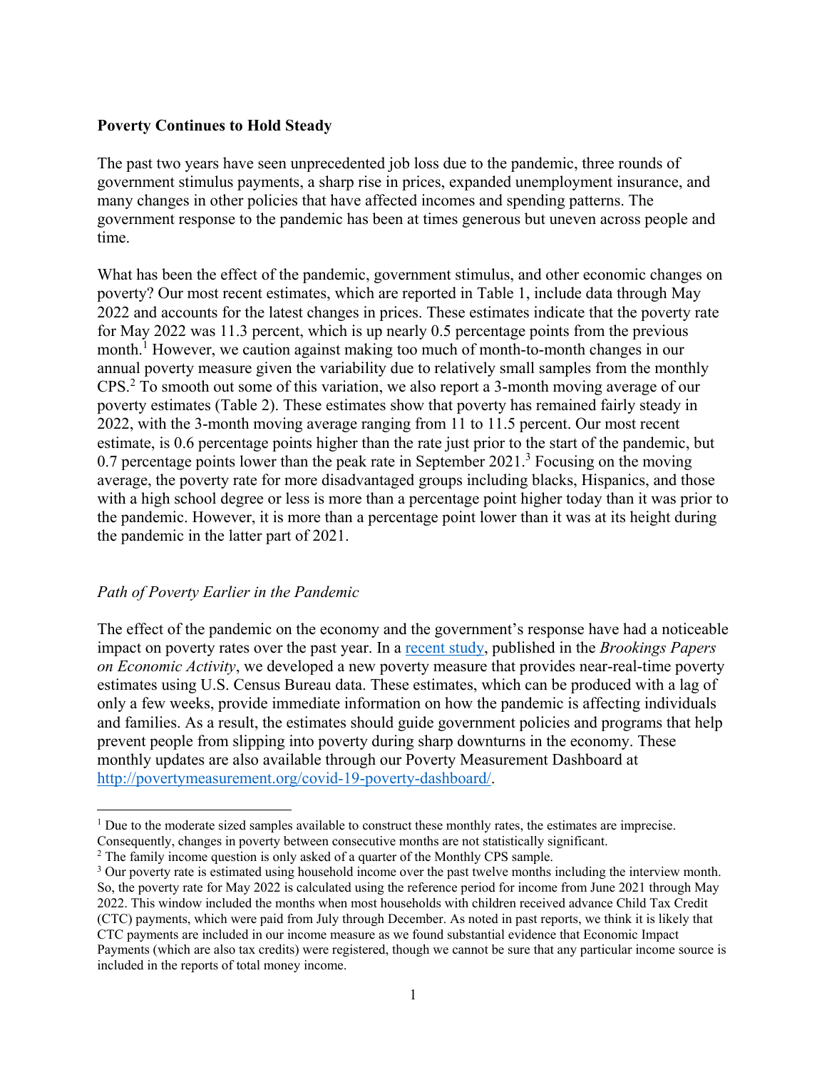**Poverty Continues to Hold Steady**

The past two years have seen unprecedented job loss due to the pandemic, three rounds of government stimulus payments, a sharp rise in prices, expanded unemployment insurance, and many changes in other policies that have affected incomes and spending patterns. The government response to the pandemic has been at times generous but uneven across people and time.

What has been the effect of the pandemic, government stimulus, and other economic changes on poverty? Our most recent estimates, which are reported in Table 1, include data through May 2022 and accounts for the latest changes in prices. These estimates indicate that the poverty rate for May 2022 was 11.3 percent, which is up nearly 0.5 percentage points from the previous month.[1] However, we caution against making too much of month-to-month changes in our annual poverty measure given the variability due to relatively small samples from the monthly CPS.[2] To smooth out some of this variation, we also report a 3-month moving average of our poverty estimates (Table 2). These estimates show that poverty has remained fairly steady in 2022, with the 3-month moving average ranging from 11 to 11.5 percent. Our most recent estimate, is 0.6 percentage points higher than the rate just prior to the start of the pandemic, but 0.7 percentage points lower than the peak rate in September 2021.[3] Focusing on the moving average, the poverty rate for more disadvantaged groups including blacks, Hispanics, and those with a high school degree or less is more than a percentage point higher today than it was prior to the pandemic. However, it is more than a percentage point lower than it was at its height during the pandemic in the latter part of 2021.

*Path of Poverty Earlier in the Pandemic*

The effect of the pandemic on the economy and the government's response have had a noticeable impact on poverty rates over the past year. In a recent study, published in the *Brookings Papers on Economic Activity*, we developed a new poverty measure that provides near-real-time poverty estimates using U.S. Census Bureau data. These estimates, which can be produced with a lag of only a few weeks, provide immediate information on how the pandemic is affecting individuals and families. As a result, the estimates should guide government policies and programs that help prevent people from slipping into poverty during sharp downturns in the economy. These monthly updates are also available through our Poverty Measurement Dashboard at http://povertymeasurement.org/covid-19-poverty-dashboard/.

---

[1] Due to the moderate sized samples available to construct these monthly rates, the estimates are imprecise. Consequently, changes in poverty between consecutive months are not statistically significant.

[2] The family income question is only asked of a quarter of the Monthly CPS sample.

[3] Our poverty rate is estimated using household income over the past twelve months including the interview month. So, the poverty rate for May 2022 is calculated using the reference period for income from June 2021 through May 2022. This window included the months when most households with children received advance Child Tax Credit (CTC) payments, which were paid from July through December. As noted in past reports, we think it is likely that CTC payments are included in our income measure as we found substantial evidence that Economic Impact Payments (which are also tax credits) were registered, though we cannot be sure that any particular income source is included in the reports of total money income.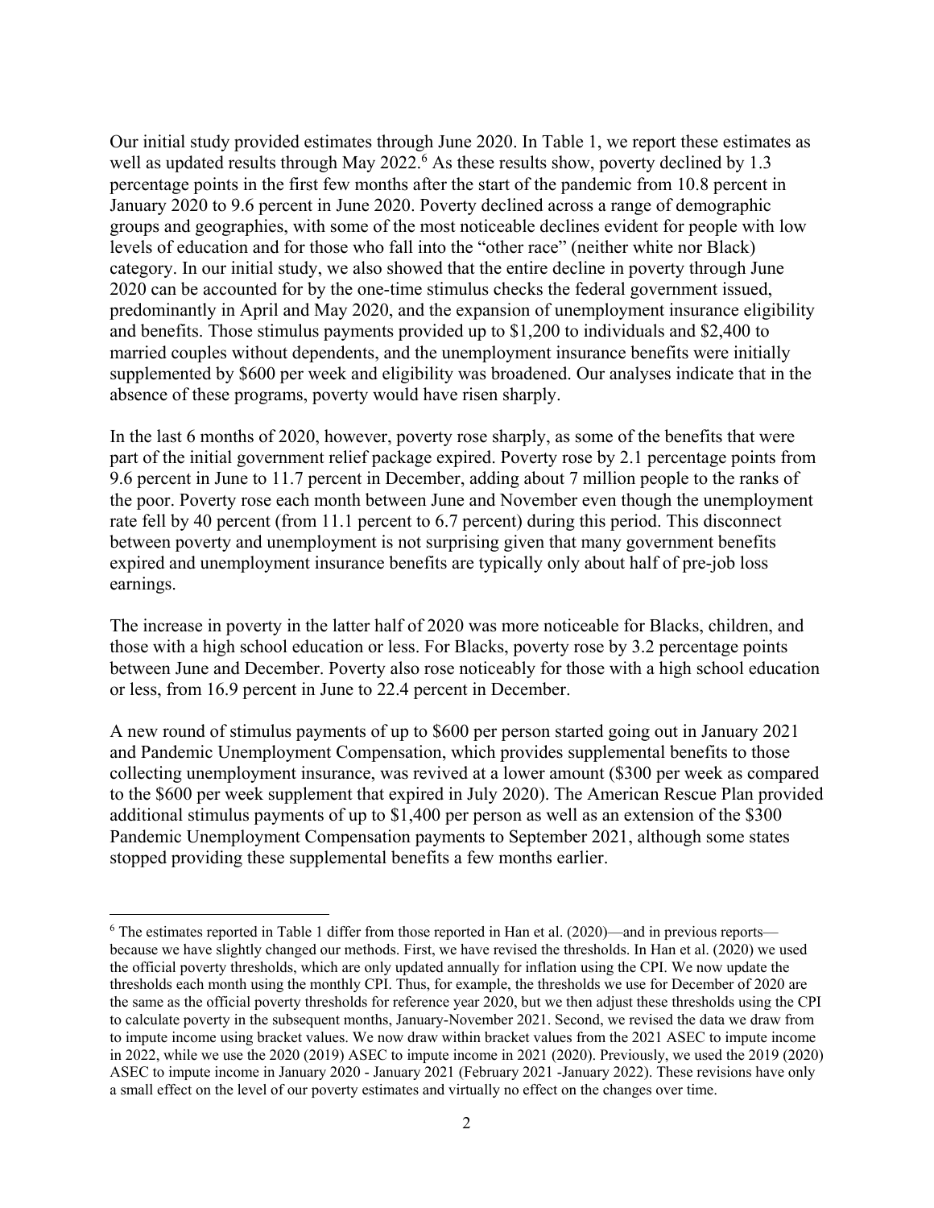Our initial study provided estimates through June 2020. In Table 1, we report these estimates as well as updated results through May 2022.[6] As these results show, poverty declined by 1.3 percentage points in the first few months after the start of the pandemic from 10.8 percent in January 2020 to 9.6 percent in June 2020. Poverty declined across a range of demographic groups and geographies, with some of the most noticeable declines evident for people with low levels of education and for those who fall into the "other race" (neither white nor Black) category. In our initial study, we also showed that the entire decline in poverty through June 2020 can be accounted for by the one-time stimulus checks the federal government issued, predominantly in April and May 2020, and the expansion of unemployment insurance eligibility and benefits. Those stimulus payments provided up to $1,200 to individuals and $2,400 to married couples without dependents, and the unemployment insurance benefits were initially supplemented by $600 per week and eligibility was broadened. Our analyses indicate that in the absence of these programs, poverty would have risen sharply.

In the last 6 months of 2020, however, poverty rose sharply, as some of the benefits that were part of the initial government relief package expired. Poverty rose by 2.1 percentage points from 9.6 percent in June to 11.7 percent in December, adding about 7 million people to the ranks of the poor. Poverty rose each month between June and November even though the unemployment rate fell by 40 percent (from 11.1 percent to 6.7 percent) during this period. This disconnect between poverty and unemployment is not surprising given that many government benefits expired and unemployment insurance benefits are typically only about half of pre-job loss earnings.

The increase in poverty in the latter half of 2020 was more noticeable for Blacks, children, and those with a high school education or less. For Blacks, poverty rose by 3.2 percentage points between June and December. Poverty also rose noticeably for those with a high school education or less, from 16.9 percent in June to 22.4 percent in December.

A new round of stimulus payments of up to $600 per person started going out in January 2021 and Pandemic Unemployment Compensation, which provides supplemental benefits to those collecting unemployment insurance, was revived at a lower amount ($300 per week as compared to the $600 per week supplement that expired in July 2020). The American Rescue Plan provided additional stimulus payments of up to $1,400 per person as well as an extension of the $300 Pandemic Unemployment Compensation payments to September 2021, although some states stopped providing these supplemental benefits a few months earlier.

---

[6] The estimates reported in Table 1 differ from those reported in Han et al. (2020)—and in previous reports—because we have slightly changed our methods. First, we have revised the thresholds. In Han et al. (2020) we used the official poverty thresholds, which are only updated annually for inflation using the CPI. We now update the thresholds each month using the monthly CPI. Thus, for example, the thresholds we use for December of 2020 are the same as the official poverty thresholds for reference year 2020, but we then adjust these thresholds using the CPI to calculate poverty in the subsequent months, January-November 2021. Second, we revised the data we draw from to impute income using bracket values. We now draw within bracket values from the 2021 ASEC to impute income in 2022, while we use the 2020 (2019) ASEC to impute income in 2021 (2020). Previously, we used the 2019 (2020) ASEC to impute income in January 2020 - January 2021 (February 2021 -January 2022). These revisions have only a small effect on the level of our poverty estimates and virtually no effect on the changes over time.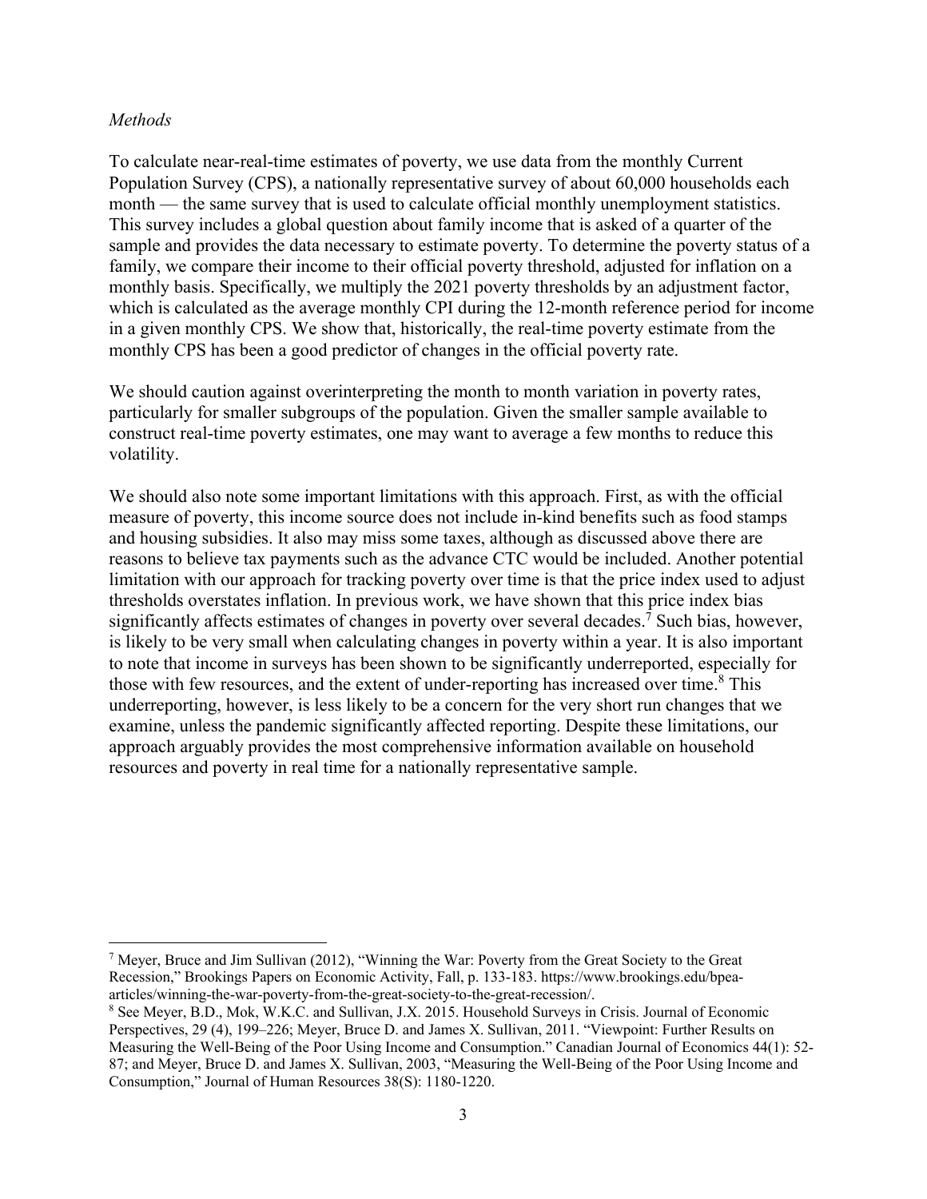*Methods*

To calculate near-real-time estimates of poverty, we use data from the monthly Current Population Survey (CPS), a nationally representative survey of about 60,000 households each month — the same survey that is used to calculate official monthly unemployment statistics. This survey includes a global question about family income that is asked of a quarter of the sample and provides the data necessary to estimate poverty. To determine the poverty status of a family, we compare their income to their official poverty threshold, adjusted for inflation on a monthly basis. Specifically, we multiply the 2021 poverty thresholds by an adjustment factor, which is calculated as the average monthly CPI during the 12-month reference period for income in a given monthly CPS. We show that, historically, the real-time poverty estimate from the monthly CPS has been a good predictor of changes in the official poverty rate.

We should caution against overinterpreting the month to month variation in poverty rates, particularly for smaller subgroups of the population. Given the smaller sample available to construct real-time poverty estimates, one may want to average a few months to reduce this volatility.

We should also note some important limitations with this approach. First, as with the official measure of poverty, this income source does not include in-kind benefits such as food stamps and housing subsidies. It also may miss some taxes, although as discussed above there are reasons to believe tax payments such as the advance CTC would be included. Another potential limitation with our approach for tracking poverty over time is that the price index used to adjust thresholds overstates inflation. In previous work, we have shown that this price index bias significantly affects estimates of changes in poverty over several decades.[7] Such bias, however, is likely to be very small when calculating changes in poverty within a year. It is also important to note that income in surveys has been shown to be significantly underreported, especially for those with few resources, and the extent of under-reporting has increased over time.[8] This underreporting, however, is less likely to be a concern for the very short run changes that we examine, unless the pandemic significantly affected reporting. Despite these limitations, our approach arguably provides the most comprehensive information available on household resources and poverty in real time for a nationally representative sample.

---

[7] Meyer, Bruce and Jim Sullivan (2012), "Winning the War: Poverty from the Great Society to the Great Recession," Brookings Papers on Economic Activity, Fall, p. 133-183. https://www.brookings.edu/bpea-articles/winning-the-war-poverty-from-the-great-society-to-the-great-recession/.

[8] See Meyer, B.D., Mok, W.K.C. and Sullivan, J.X. 2015. Household Surveys in Crisis. Journal of Economic Perspectives, 29 (4), 199–226; Meyer, Bruce D. and James X. Sullivan, 2011. "Viewpoint: Further Results on Measuring the Well-Being of the Poor Using Income and Consumption." Canadian Journal of Economics 44(1): 52-87; and Meyer, Bruce D. and James X. Sullivan, 2003, "Measuring the Well-Being of the Poor Using Income and Consumption," Journal of Human Resources 38(S): 1180-1220.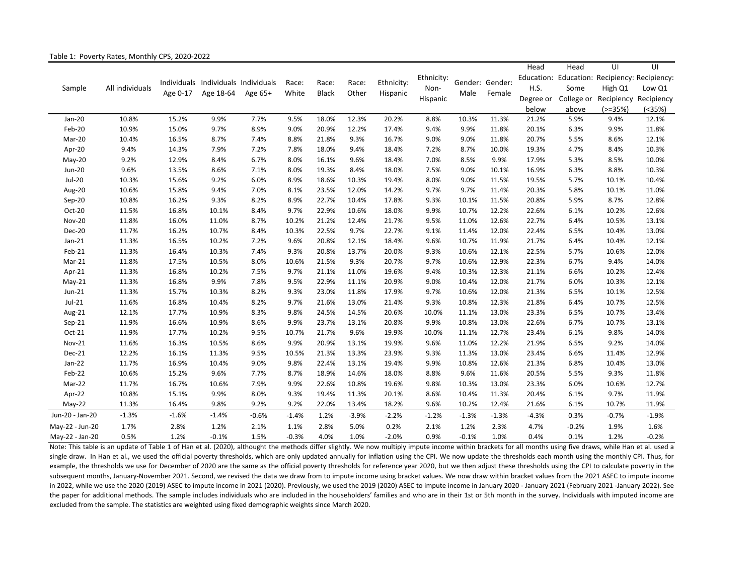Table 1: Poverty Rates, Monthly CPS, 2020-2022

| Sample | All individuals | Individuals Age 0-17 | Individuals Age 18-64 | Individuals Age 65+ | Race: White | Race: Black | Race: Other | Ethnicity: Hispanic | Ethnicity: Non-Hispanic | Gender: Male | Gender: Female | Head Education: H.S. Degree or below | Head Education: Some College or above | UI Recipiency: High Q1 Recipiency (>=35%) | UI Recipiency: Low Q1 Recipiency (<35%) |
|---|---|---|---|---|---|---|---|---|---|---|---|---|---|---|---|
| Jan-20 | 10.8% | 15.2% | 9.9% | 7.7% | 9.5% | 18.0% | 12.3% | 20.2% | 8.8% | 10.3% | 11.3% | 21.2% | 5.9% | 9.4% | 12.1% |
| Feb-20 | 10.9% | 15.0% | 9.7% | 8.9% | 9.0% | 20.9% | 12.2% | 17.4% | 9.4% | 9.9% | 11.8% | 20.1% | 6.3% | 9.9% | 11.8% |
| Mar-20 | 10.4% | 16.5% | 8.7% | 7.4% | 8.8% | 21.8% | 9.3% | 16.7% | 9.0% | 9.0% | 11.8% | 20.7% | 5.5% | 8.6% | 12.1% |
| Apr-20 | 9.4% | 14.3% | 7.9% | 7.2% | 7.8% | 18.0% | 9.4% | 18.4% | 7.2% | 8.7% | 10.0% | 19.3% | 4.7% | 8.4% | 10.3% |
| May-20 | 9.2% | 12.9% | 8.4% | 6.7% | 8.0% | 16.1% | 9.6% | 18.4% | 7.0% | 8.5% | 9.9% | 17.9% | 5.3% | 8.5% | 10.0% |
| Jun-20 | 9.6% | 13.5% | 8.6% | 7.1% | 8.0% | 19.3% | 8.4% | 18.0% | 7.5% | 9.0% | 10.1% | 16.9% | 6.3% | 8.8% | 10.3% |
| Jul-20 | 10.3% | 15.6% | 9.2% | 6.0% | 8.9% | 18.6% | 10.3% | 19.4% | 8.0% | 9.0% | 11.5% | 19.5% | 5.7% | 10.1% | 10.4% |
| Aug-20 | 10.6% | 15.8% | 9.4% | 7.0% | 8.1% | 23.5% | 12.0% | 14.2% | 9.7% | 9.7% | 11.4% | 20.3% | 5.8% | 10.1% | 11.0% |
| Sep-20 | 10.8% | 16.2% | 9.3% | 8.2% | 8.9% | 22.7% | 10.4% | 17.8% | 9.3% | 10.1% | 11.5% | 20.8% | 5.9% | 8.7% | 12.8% |
| Oct-20 | 11.5% | 16.8% | 10.1% | 8.4% | 9.7% | 22.9% | 10.6% | 18.0% | 9.9% | 10.7% | 12.2% | 22.6% | 6.1% | 10.2% | 12.6% |
| Nov-20 | 11.8% | 16.0% | 11.0% | 8.7% | 10.2% | 21.2% | 12.4% | 21.7% | 9.5% | 11.0% | 12.6% | 22.7% | 6.4% | 10.5% | 13.1% |
| Dec-20 | 11.7% | 16.2% | 10.7% | 8.4% | 10.3% | 22.5% | 9.7% | 22.7% | 9.1% | 11.4% | 12.0% | 22.4% | 6.5% | 10.4% | 13.0% |
| Jan-21 | 11.3% | 16.5% | 10.2% | 7.2% | 9.6% | 20.8% | 12.1% | 18.4% | 9.6% | 10.7% | 11.9% | 21.7% | 6.4% | 10.4% | 12.1% |
| Feb-21 | 11.3% | 16.4% | 10.3% | 7.4% | 9.3% | 20.8% | 13.7% | 20.0% | 9.3% | 10.6% | 12.1% | 22.5% | 5.7% | 10.6% | 12.0% |
| Mar-21 | 11.8% | 17.5% | 10.5% | 8.0% | 10.6% | 21.5% | 9.3% | 20.7% | 9.7% | 10.6% | 12.9% | 22.3% | 6.7% | 9.4% | 14.0% |
| Apr-21 | 11.3% | 16.8% | 10.2% | 7.5% | 9.7% | 21.1% | 11.0% | 19.6% | 9.4% | 10.3% | 12.3% | 21.1% | 6.6% | 10.2% | 12.4% |
| May-21 | 11.3% | 16.8% | 9.9% | 7.8% | 9.5% | 22.9% | 11.1% | 20.9% | 9.0% | 10.4% | 12.0% | 21.7% | 6.0% | 10.3% | 12.1% |
| Jun-21 | 11.3% | 15.7% | 10.3% | 8.2% | 9.3% | 23.0% | 11.8% | 17.9% | 9.7% | 10.6% | 12.0% | 21.3% | 6.5% | 10.1% | 12.5% |
| Jul-21 | 11.6% | 16.8% | 10.4% | 8.2% | 9.7% | 21.6% | 13.0% | 21.4% | 9.3% | 10.8% | 12.3% | 21.8% | 6.4% | 10.7% | 12.5% |
| Aug-21 | 12.1% | 17.7% | 10.9% | 8.3% | 9.8% | 24.5% | 14.5% | 20.6% | 10.0% | 11.1% | 13.0% | 23.3% | 6.5% | 10.7% | 13.4% |
| Sep-21 | 11.9% | 16.6% | 10.9% | 8.6% | 9.9% | 23.7% | 13.1% | 20.8% | 9.9% | 10.8% | 13.0% | 22.6% | 6.7% | 10.7% | 13.1% |
| Oct-21 | 11.9% | 17.7% | 10.2% | 9.5% | 10.7% | 21.7% | 9.6% | 19.9% | 10.0% | 11.1% | 12.7% | 23.4% | 6.1% | 9.8% | 14.0% |
| Nov-21 | 11.6% | 16.3% | 10.5% | 8.6% | 9.9% | 20.9% | 13.1% | 19.9% | 9.6% | 11.0% | 12.2% | 21.9% | 6.5% | 9.2% | 14.0% |
| Dec-21 | 12.2% | 16.1% | 11.3% | 9.5% | 10.5% | 21.3% | 13.3% | 23.9% | 9.3% | 11.3% | 13.0% | 23.4% | 6.6% | 11.4% | 12.9% |
| Jan-22 | 11.7% | 16.9% | 10.4% | 9.0% | 9.8% | 22.4% | 13.1% | 19.4% | 9.9% | 10.8% | 12.6% | 21.3% | 6.8% | 10.4% | 13.0% |
| Feb-22 | 10.6% | 15.2% | 9.6% | 7.7% | 8.7% | 18.9% | 14.6% | 18.0% | 8.8% | 9.6% | 11.6% | 20.5% | 5.5% | 9.3% | 11.8% |
| Mar-22 | 11.7% | 16.7% | 10.6% | 7.9% | 9.9% | 22.6% | 10.8% | 19.6% | 9.8% | 10.3% | 13.0% | 23.3% | 6.0% | 10.6% | 12.7% |
| Apr-22 | 10.8% | 15.1% | 9.9% | 8.0% | 9.3% | 19.4% | 11.3% | 20.1% | 8.6% | 10.4% | 11.3% | 20.4% | 6.1% | 9.7% | 11.9% |
| May-22 | 11.3% | 16.4% | 9.8% | 9.2% | 9.2% | 22.0% | 13.4% | 18.2% | 9.6% | 10.2% | 12.4% | 21.6% | 6.1% | 10.7% | 11.9% |
| Jun-20 - Jan-20 | -1.3% | -1.6% | -1.4% | -0.6% | -1.4% | 1.2% | -3.9% | -2.2% | -1.2% | -1.3% | -1.3% | -4.3% | 0.3% | -0.7% | -1.9% |
| May-22 - Jun-20 | 1.7% | 2.8% | 1.2% | 2.1% | 1.1% | 2.8% | 5.0% | 0.2% | 2.1% | 1.2% | 2.3% | 4.7% | -0.2% | 1.9% | 1.6% |
| May-22 - Jan-20 | 0.5% | 1.2% | -0.1% | 1.5% | -0.3% | 4.0% | 1.0% | -2.0% | 0.9% | -0.1% | 1.0% | 0.4% | 0.1% | 1.2% | -0.2% |

Note: This table is an update of Table 1 of Han et al. (2020), althought the methods differ slightly. We now multiply impute income within brackets for all months using five draws, while Han et al. used a single draw. In Han et al., we used the official poverty thresholds, which are only updated annually for inflation using the CPI. We now update the thresholds each month using the monthly CPI. Thus, for example, the thresholds we use for December of 2020 are the same as the official poverty thresholds for reference year 2020, but we then adjust these thresholds using the CPI to calculate poverty in the subsequent months, January-November 2021. Second, we revised the data we draw from to impute income using bracket values. We now draw within bracket values from the 2021 ASEC to impute income in 2022, while we use the 2020 (2019) ASEC to impute income in 2021 (2020). Previously, we used the 2019 (2020) ASEC to impute income in January 2020 - January 2021 (February 2021 -January 2022). See the paper for additional methods. The sample includes individuals who are included in the householders' families and who are in their 1st or 5th month in the survey. Individuals with imputed income are excluded from the sample. The statistics are weighted using fixed demographic weights since March 2020.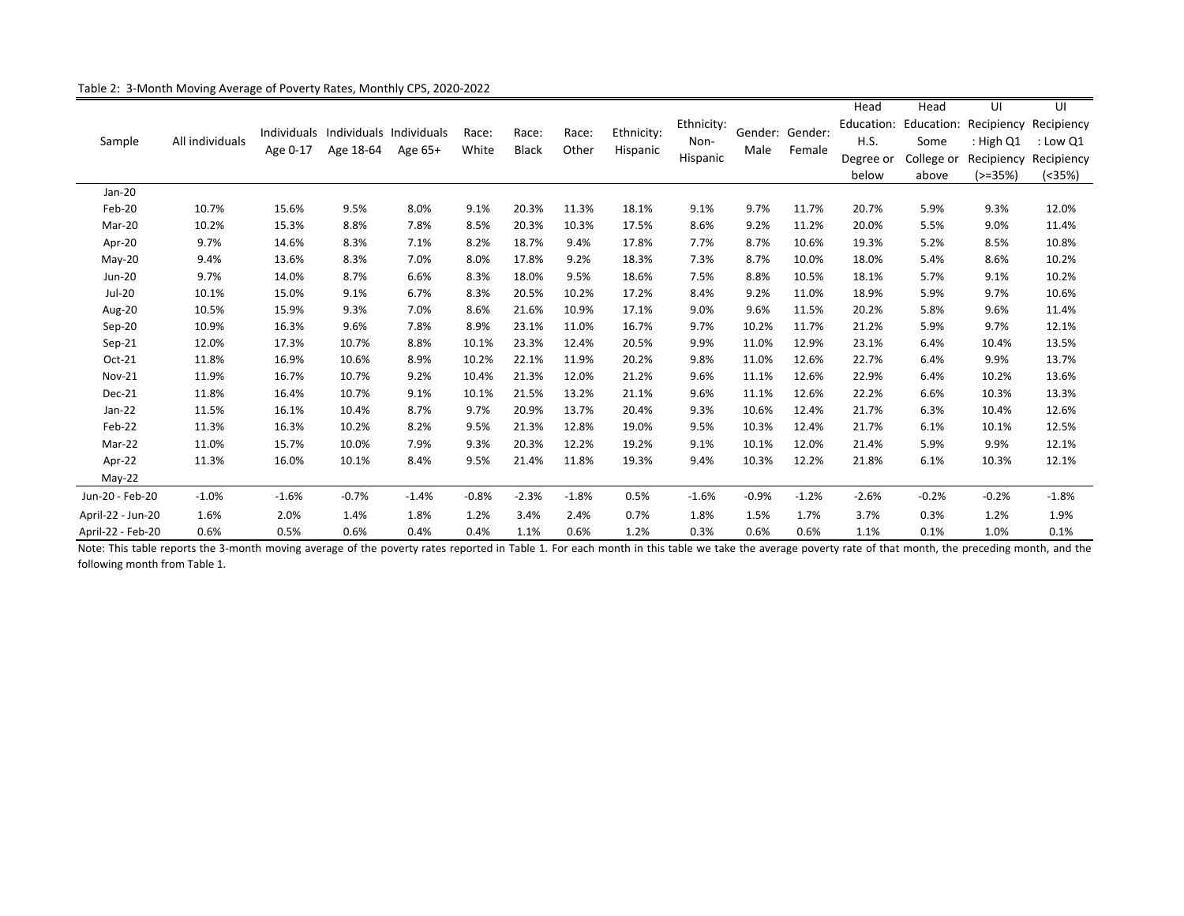Table 2: 3-Month Moving Average of Poverty Rates, Monthly CPS, 2020-2022

| Sample | All individuals | Individuals Age 0-17 | Individuals Age 18-64 | Individuals Age 65+ | Race: White | Race: Black | Race: Other | Ethnicity: Hispanic | Ethnicity: Non-Hispanic | Gender: Male | Gender: Female | Head Education: H.S. Degree or below | Head Education: Some College or above | UI Recipiency: High Q1 Recipiency (>=35%) | UI Recipiency: Low Q1 Recipiency (<35%) |
|---|---|---|---|---|---|---|---|---|---|---|---|---|---|---|---|
| Jan-20 | | | | | | | | | | | | | | | |
| Feb-20 | 10.7% | 15.6% | 9.5% | 8.0% | 9.1% | 20.3% | 11.3% | 18.1% | 9.1% | 9.7% | 11.7% | 20.7% | 5.9% | 9.3% | 12.0% |
| Mar-20 | 10.2% | 15.3% | 8.8% | 7.8% | 8.5% | 20.3% | 10.3% | 17.5% | 8.6% | 9.2% | 11.2% | 20.0% | 5.5% | 9.0% | 11.4% |
| Apr-20 | 9.7% | 14.6% | 8.3% | 7.1% | 8.2% | 18.7% | 9.4% | 17.8% | 7.7% | 8.7% | 10.6% | 19.3% | 5.2% | 8.5% | 10.8% |
| May-20 | 9.4% | 13.6% | 8.3% | 7.0% | 8.0% | 17.8% | 9.2% | 18.3% | 7.3% | 8.7% | 10.0% | 18.0% | 5.4% | 8.6% | 10.2% |
| Jun-20 | 9.7% | 14.0% | 8.7% | 6.6% | 8.3% | 18.0% | 9.5% | 18.6% | 7.5% | 8.8% | 10.5% | 18.1% | 5.7% | 9.1% | 10.2% |
| Jul-20 | 10.1% | 15.0% | 9.1% | 6.7% | 8.3% | 20.5% | 10.2% | 17.2% | 8.4% | 9.2% | 11.0% | 18.9% | 5.9% | 9.7% | 10.6% |
| Aug-20 | 10.5% | 15.9% | 9.3% | 7.0% | 8.6% | 21.6% | 10.9% | 17.1% | 9.0% | 9.6% | 11.5% | 20.2% | 5.8% | 9.6% | 11.4% |
| Sep-20 | 10.9% | 16.3% | 9.6% | 7.8% | 8.9% | 23.1% | 11.0% | 16.7% | 9.7% | 10.2% | 11.7% | 21.2% | 5.9% | 9.7% | 12.1% |
| Sep-21 | 12.0% | 17.3% | 10.7% | 8.8% | 10.1% | 23.3% | 12.4% | 20.5% | 9.9% | 11.0% | 12.9% | 23.1% | 6.4% | 10.4% | 13.5% |
| Oct-21 | 11.8% | 16.9% | 10.6% | 8.9% | 10.2% | 22.1% | 11.9% | 20.2% | 9.8% | 11.0% | 12.6% | 22.7% | 6.4% | 9.9% | 13.7% |
| Nov-21 | 11.9% | 16.7% | 10.7% | 9.2% | 10.4% | 21.3% | 12.0% | 21.2% | 9.6% | 11.1% | 12.6% | 22.9% | 6.4% | 10.2% | 13.6% |
| Dec-21 | 11.8% | 16.4% | 10.7% | 9.1% | 10.1% | 21.5% | 13.2% | 21.1% | 9.6% | 11.1% | 12.6% | 22.2% | 6.6% | 10.3% | 13.3% |
| Jan-22 | 11.5% | 16.1% | 10.4% | 8.7% | 9.7% | 20.9% | 13.7% | 20.4% | 9.3% | 10.6% | 12.4% | 21.7% | 6.3% | 10.4% | 12.6% |
| Feb-22 | 11.3% | 16.3% | 10.2% | 8.2% | 9.5% | 21.3% | 12.8% | 19.0% | 9.5% | 10.3% | 12.4% | 21.7% | 6.1% | 10.1% | 12.5% |
| Mar-22 | 11.0% | 15.7% | 10.0% | 7.9% | 9.3% | 20.3% | 12.2% | 19.2% | 9.1% | 10.1% | 12.0% | 21.4% | 5.9% | 9.9% | 12.1% |
| Apr-22 | 11.3% | 16.0% | 10.1% | 8.4% | 9.5% | 21.4% | 11.8% | 19.3% | 9.4% | 10.3% | 12.2% | 21.8% | 6.1% | 10.3% | 12.1% |
| May-22 | | | | | | | | | | | | | | | |
| Jun-20 - Feb-20 | -1.0% | -1.6% | -0.7% | -1.4% | -0.8% | -2.3% | -1.8% | 0.5% | -1.6% | -0.9% | -1.2% | -2.6% | -0.2% | -0.2% | -1.8% |
| April-22 - Jun-20 | 1.6% | 2.0% | 1.4% | 1.8% | 1.2% | 3.4% | 2.4% | 0.7% | 1.8% | 1.5% | 1.7% | 3.7% | 0.3% | 1.2% | 1.9% |
| April-22 - Feb-20 | 0.6% | 0.5% | 0.6% | 0.4% | 0.4% | 1.1% | 0.6% | 1.2% | 0.3% | 0.6% | 0.6% | 1.1% | 0.1% | 1.0% | 0.1% |

Note: This table reports the 3-month moving average of the poverty rates reported in Table 1. For each month in this table we take the average poverty rate of that month, the preceding month, and the following month from Table 1.